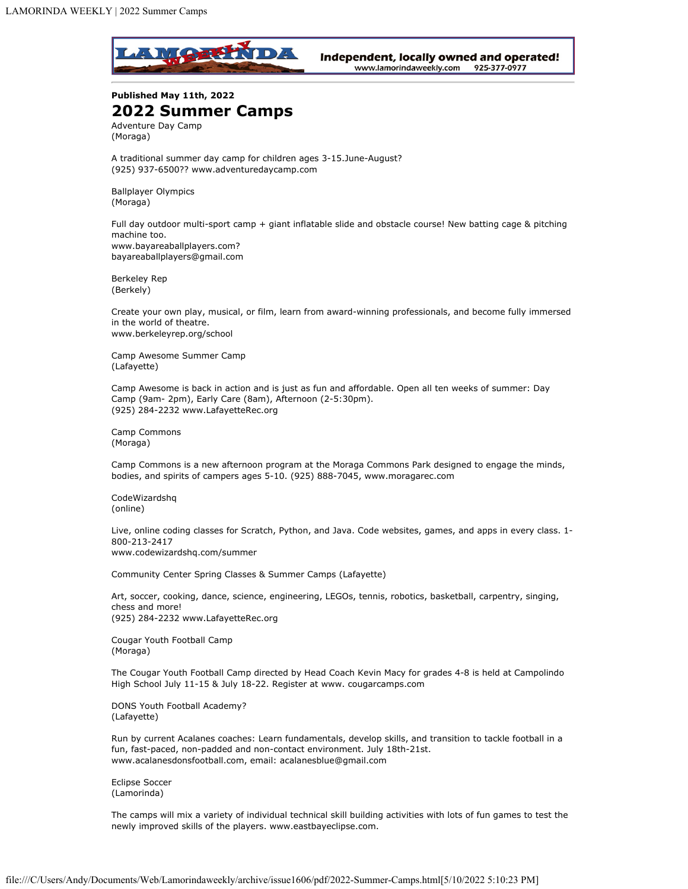**Published May 11th, 2022**

# 2022 Summer Camps

Adventure Day Camp
(Moraga)

A traditional summer day camp for children ages 3-15.June-August?
(925) 937-6500?? www.adventuredaycamp.com

Ballplayer Olympics
(Moraga)

Full day outdoor multi-sport camp + giant inflatable slide and obstacle course! New batting cage & pitching machine too.
www.bayareaballplayers.com?
bayareaballplayers@gmail.com

Berkeley Rep
(Berkely)

Create your own play, musical, or film, learn from award-winning professionals, and become fully immersed in the world of theatre.
www.berkeleyrep.org/school

Camp Awesome Summer Camp
(Lafayette)

Camp Awesome is back in action and is just as fun and affordable. Open all ten weeks of summer: Day Camp (9am- 2pm), Early Care (8am), Afternoon (2-5:30pm).
(925) 284-2232 www.LafayetteRec.org

Camp Commons
(Moraga)

Camp Commons is a new afternoon program at the Moraga Commons Park designed to engage the minds, bodies, and spirits of campers ages 5-10. (925) 888-7045, www.moragarec.com

CodeWizardshq
(online)

Live, online coding classes for Scratch, Python, and Java. Code websites, games, and apps in every class. 1-800-213-2417
www.codewizardshq.com/summer

Community Center Spring Classes & Summer Camps (Lafayette)

Art, soccer, cooking, dance, science, engineering, LEGOs, tennis, robotics, basketball, carpentry, singing, chess and more!
(925) 284-2232 www.LafayetteRec.org

Cougar Youth Football Camp
(Moraga)

The Cougar Youth Football Camp directed by Head Coach Kevin Macy for grades 4-8 is held at Campolindo High School July 11-15 & July 18-22. Register at www. cougarcamps.com

DONS Youth Football Academy?
(Lafayette)

Run by current Acalanes coaches: Learn fundamentals, develop skills, and transition to tackle football in a fun, fast-paced, non-padded and non-contact environment. July 18th-21st.
www.acalanesdonsfootball.com, email: acalanesblue@gmail.com

Eclipse Soccer
(Lamorinda)

The camps will mix a variety of individual technical skill building activities with lots of fun games to test the newly improved skills of the players. www.eastbayeclipse.com.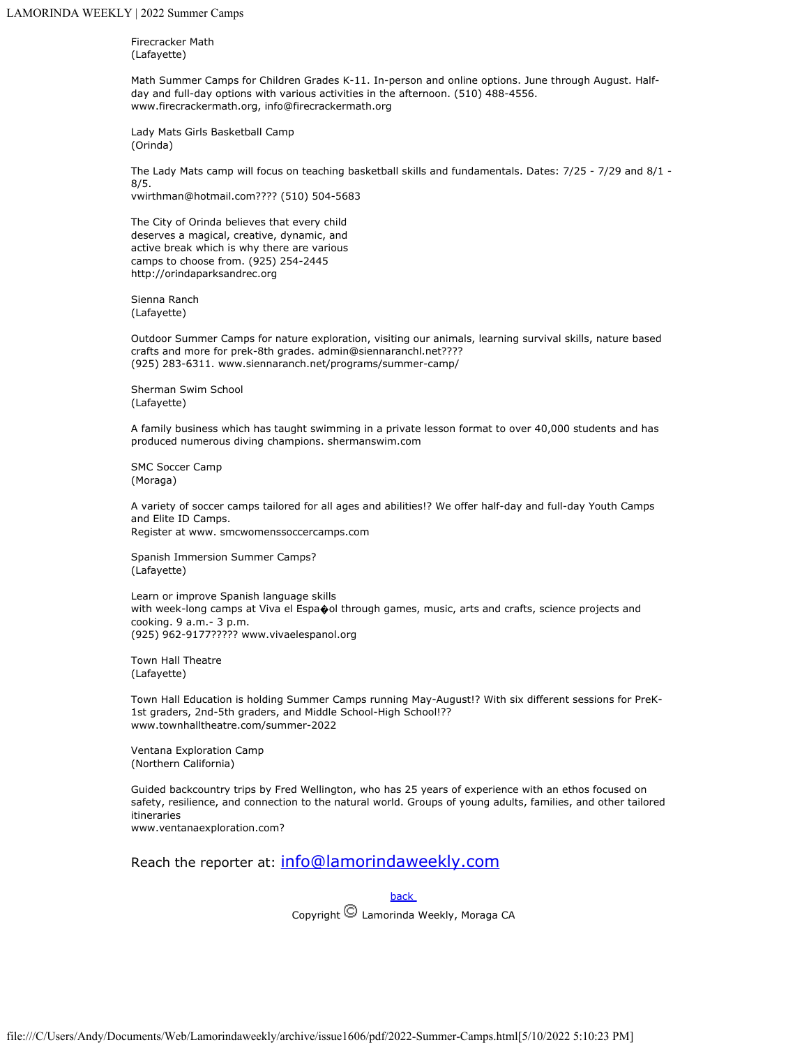Firecracker Math
(Lafayette)

Math Summer Camps for Children Grades K-11. In-person and online options. June through August. Half-day and full-day options with various activities in the afternoon. (510) 488-4556.
www.firecrackermath.org, info@firecrackermath.org

Lady Mats Girls Basketball Camp
(Orinda)

The Lady Mats camp will focus on teaching basketball skills and fundamentals. Dates: 7/25 - 7/29 and 8/1 - 8/5.
vwirthman@hotmail.com???? (510) 504-5683

The City of Orinda believes that every child deserves a magical, creative, dynamic, and active break which is why there are various camps to choose from. (925) 254-2445
http://orindaparksandrec.org

Sienna Ranch
(Lafayette)

Outdoor Summer Camps for nature exploration, visiting our animals, learning survival skills, nature based crafts and more for prek-8th grades. admin@siennaranchl.net????
(925) 283-6311. www.siennaranch.net/programs/summer-camp/

Sherman Swim School
(Lafayette)

A family business which has taught swimming in a private lesson format to over 40,000 students and has produced numerous diving champions. shermanswim.com

SMC Soccer Camp
(Moraga)

A variety of soccer camps tailored for all ages and abilities!? We offer half-day and full-day Youth Camps and Elite ID Camps.
Register at www. smcwomenssoccercamps.com

Spanish Immersion Summer Camps?
(Lafayette)

Learn or improve Spanish language skills
with week-long camps at Viva el Espa�ol through games, music, arts and crafts, science projects and cooking. 9 a.m.- 3 p.m.
(925) 962-9177????? www.vivaelespanol.org

Town Hall Theatre
(Lafayette)

Town Hall Education is holding Summer Camps running May-August!? With six different sessions for PreK-1st graders, 2nd-5th graders, and Middle School-High School!??
www.townhalltheatre.com/summer-2022

Ventana Exploration Camp
(Northern California)

Guided backcountry trips by Fred Wellington, who has 25 years of experience with an ethos focused on safety, resilience, and connection to the natural world. Groups of young adults, families, and other tailored itineraries
www.ventanaexploration.com?

Reach the reporter at: info@lamorindaweekly.com

back

Copyright © Lamorinda Weekly, Moraga CA